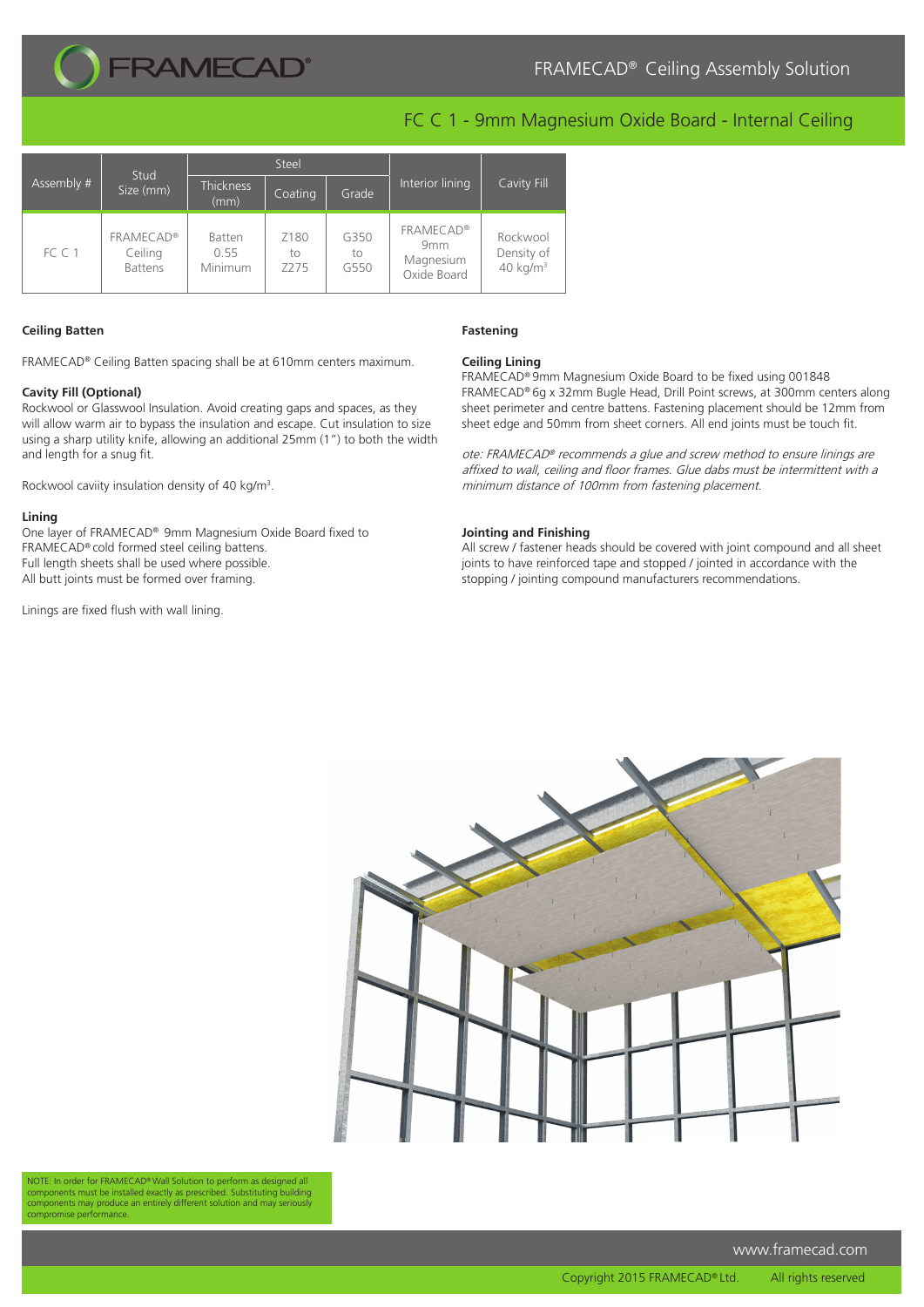# FRAMECAD® Ceiling Assembly Solution

## FC C 1 - 9mm Magnesium Oxide Board - Internal Ceiling

| Assembly # | Stud Size (mm) | Steel | | | Interior lining | Cavity Fill |
|---|---|---|---|---|---|---|
| | | Thickness (mm) | Coating | Grade | | |
| FC C 1 | FRAMECAD® Ceiling Battens | Batten 0.55 Minimum | Z180 to Z275 | G350 to G550 | FRAMECAD® 9mm Magnesium Oxide Board | Rockwool Density of 40 kg/m³ |

### Ceiling Batten

FRAMECAD® Ceiling Batten spacing shall be at 610mm centers maximum.

**Cavity Fill (Optional)**
Rockwool or Glasswool Insulation. Avoid creating gaps and spaces, as they will allow warm air to bypass the insulation and escape. Cut insulation to size using a sharp utility knife, allowing an additional 25mm (1") to both the width and length for a snug fit.

Rockwool caviity insulation density of 40 kg/m³.

**Lining**
One layer of FRAMECAD® 9mm Magnesium Oxide Board fixed to FRAMECAD® cold formed steel ceiling battens.
Full length sheets shall be used where possible.
All butt joints must be formed over framing.

Linings are fixed flush with wall lining.

### Fastening

**Ceiling Lining**
FRAMECAD® 9mm Magnesium Oxide Board to be fixed using 001848 FRAMECAD® 6g x 32mm Bugle Head, Drill Point screws, at 300mm centers along sheet perimeter and centre battens. Fastening placement should be 12mm from sheet edge and 50mm from sheet corners. All end joints must be touch fit.

*ote: FRAMECAD® recommends a glue and screw method to ensure linings are affixed to wall, ceiling and floor frames. Glue dabs must be intermittent with a minimum distance of 100mm from fastening placement.*

**Jointing and Finishing**
All screw / fastener heads should be covered with joint compound and all sheet joints to have reinforced tape and stopped / jointed in accordance with the stopping / jointing compound manufacturers recommendations.

NOTE: In order for FRAMECAD® Wall Solution to perform as designed all components must be installed exactly as prescribed. Substituting building components may produce an entirely different solution and may seriously compromise performance.

www.framecad.com

Copyright 2015 FRAMECAD® Ltd. All rights reserved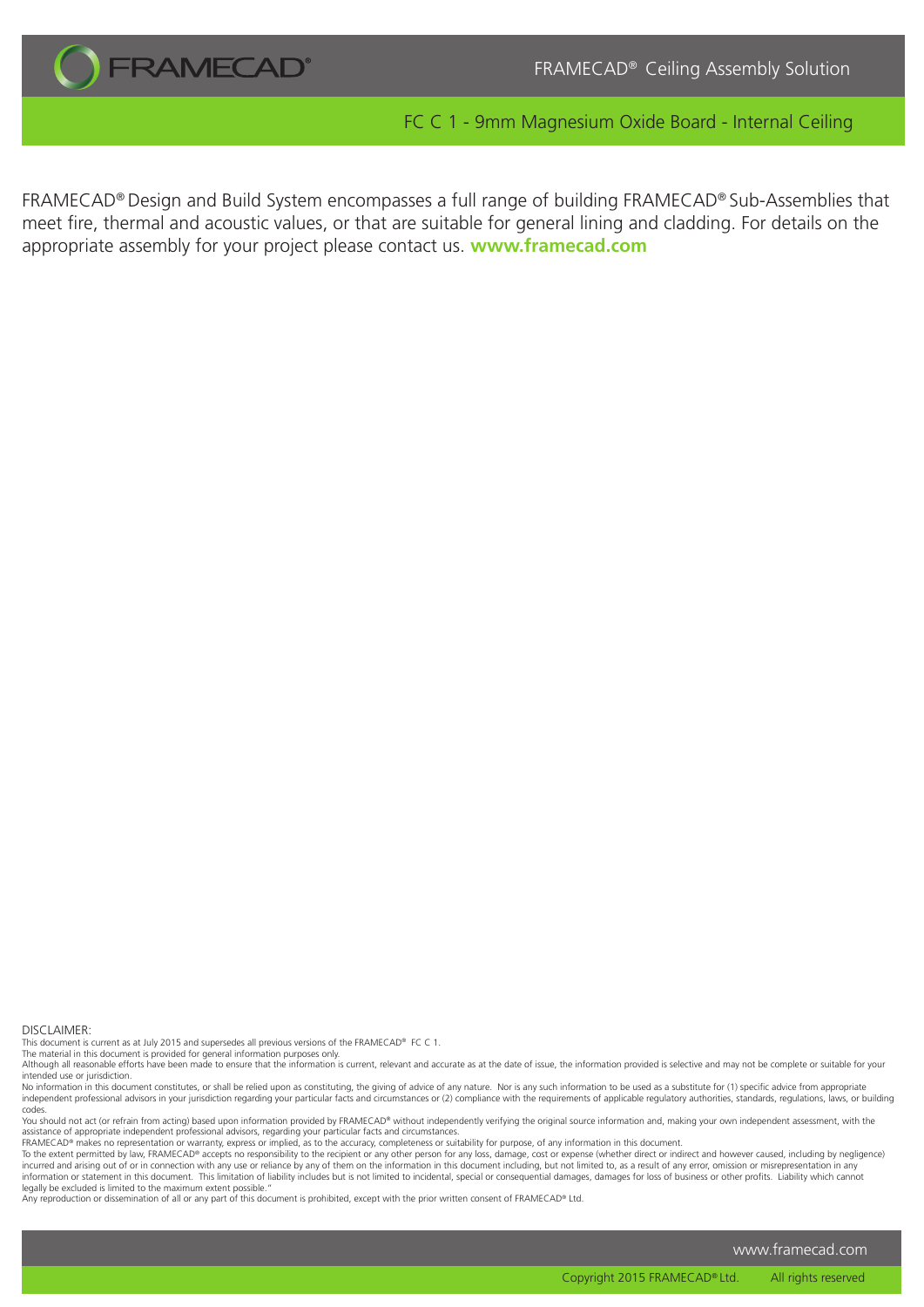FRAMECAD® Design and Build System encompasses a full range of building FRAMECAD® Sub-Assemblies that meet fire, thermal and acoustic values, or that are suitable for general lining and cladding. For details on the appropriate assembly for your project please contact us. **www.framecad.com**

DISCLAIMER:
This document is current as at July 2015 and supersedes all previous versions of the FRAMECAD® FC C 1.
The material in this document is provided for general information purposes only.
Although all reasonable efforts have been made to ensure that the information is current, relevant and accurate as at the date of issue, the information provided is selective and may not be complete or suitable for your intended use or jurisdiction.
No information in this document constitutes, or shall be relied upon as constituting, the giving of advice of any nature. Nor is any such information to be used as a substitute for (1) specific advice from appropriate independent professional advisors in your jurisdiction regarding your particular facts and circumstances or (2) compliance with the requirements of applicable regulatory authorities, standards, regulations, laws, or building codes.
You should not act (or refrain from acting) based upon information provided by FRAMECAD® without independently verifying the original source information and, making your own independent assessment, with the assistance of appropriate independent professional advisors, regarding your particular facts and circumstances.
FRAMECAD® makes no representation or warranty, express or implied, as to the accuracy, completeness or suitability for purpose, of any information in this document.
To the extent permitted by law, FRAMECAD® accepts no responsibility to the recipient or any other person for any loss, damage, cost or expense (whether direct or indirect and however caused, including by negligence) incurred and arising out of or in connection with any use or reliance by any of them on the information in this document including, but not limited to, as a result of any error, omission or misrepresentation in any information or statement in this document. This limitation of liability includes but is not limited to incidental, special or consequential damages, damages for loss of business or other profits. Liability which cannot legally be excluded is limited to the maximum extent possible."
Any reproduction or dissemination of all or any part of this document is prohibited, except with the prior written consent of FRAMECAD® Ltd.